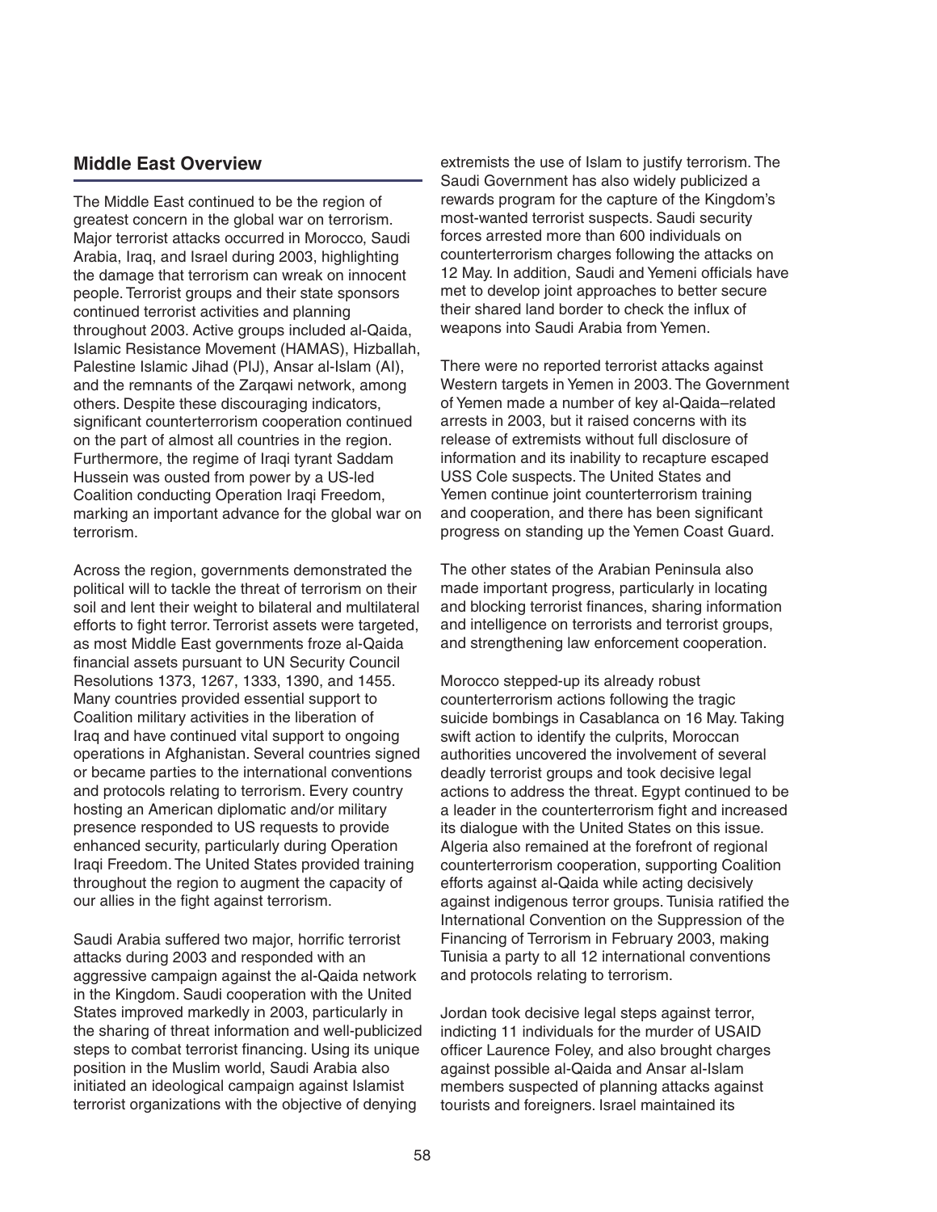## Middle East Overview

The Middle East continued to be the region of greatest concern in the global war on terrorism. Major terrorist attacks occurred in Morocco, Saudi Arabia, Iraq, and Israel during 2003, highlighting the damage that terrorism can wreak on innocent people. Terrorist groups and their state sponsors continued terrorist activities and planning throughout 2003. Active groups included al-Qaida, Islamic Resistance Movement (HAMAS), Hizballah, Palestine Islamic Jihad (PIJ), Ansar al-Islam (AI), and the remnants of the Zarqawi network, among others. Despite these discouraging indicators, significant counterterrorism cooperation continued on the part of almost all countries in the region. Furthermore, the regime of Iraqi tyrant Saddam Hussein was ousted from power by a US-led Coalition conducting Operation Iraqi Freedom, marking an important advance for the global war on terrorism.

Across the region, governments demonstrated the political will to tackle the threat of terrorism on their soil and lent their weight to bilateral and multilateral efforts to fight terror. Terrorist assets were targeted, as most Middle East governments froze al-Qaida financial assets pursuant to UN Security Council Resolutions 1373, 1267, 1333, 1390, and 1455. Many countries provided essential support to Coalition military activities in the liberation of Iraq and have continued vital support to ongoing operations in Afghanistan. Several countries signed or became parties to the international conventions and protocols relating to terrorism. Every country hosting an American diplomatic and/or military presence responded to US requests to provide enhanced security, particularly during Operation Iraqi Freedom. The United States provided training throughout the region to augment the capacity of our allies in the fight against terrorism.

Saudi Arabia suffered two major, horrific terrorist attacks during 2003 and responded with an aggressive campaign against the al-Qaida network in the Kingdom. Saudi cooperation with the United States improved markedly in 2003, particularly in the sharing of threat information and well-publicized steps to combat terrorist financing. Using its unique position in the Muslim world, Saudi Arabia also initiated an ideological campaign against Islamist terrorist organizations with the objective of denying extremists the use of Islam to justify terrorism. The Saudi Government has also widely publicized a rewards program for the capture of the Kingdom's most-wanted terrorist suspects. Saudi security forces arrested more than 600 individuals on counterterrorism charges following the attacks on 12 May. In addition, Saudi and Yemeni officials have met to develop joint approaches to better secure their shared land border to check the influx of weapons into Saudi Arabia from Yemen.

There were no reported terrorist attacks against Western targets in Yemen in 2003. The Government of Yemen made a number of key al-Qaida–related arrests in 2003, but it raised concerns with its release of extremists without full disclosure of information and its inability to recapture escaped USS Cole suspects. The United States and Yemen continue joint counterterrorism training and cooperation, and there has been significant progress on standing up the Yemen Coast Guard.

The other states of the Arabian Peninsula also made important progress, particularly in locating and blocking terrorist finances, sharing information and intelligence on terrorists and terrorist groups, and strengthening law enforcement cooperation.

Morocco stepped-up its already robust counterterrorism actions following the tragic suicide bombings in Casablanca on 16 May. Taking swift action to identify the culprits, Moroccan authorities uncovered the involvement of several deadly terrorist groups and took decisive legal actions to address the threat. Egypt continued to be a leader in the counterterrorism fight and increased its dialogue with the United States on this issue. Algeria also remained at the forefront of regional counterterrorism cooperation, supporting Coalition efforts against al-Qaida while acting decisively against indigenous terror groups. Tunisia ratified the International Convention on the Suppression of the Financing of Terrorism in February 2003, making Tunisia a party to all 12 international conventions and protocols relating to terrorism.

Jordan took decisive legal steps against terror, indicting 11 individuals for the murder of USAID officer Laurence Foley, and also brought charges against possible al-Qaida and Ansar al-Islam members suspected of planning attacks against tourists and foreigners. Israel maintained its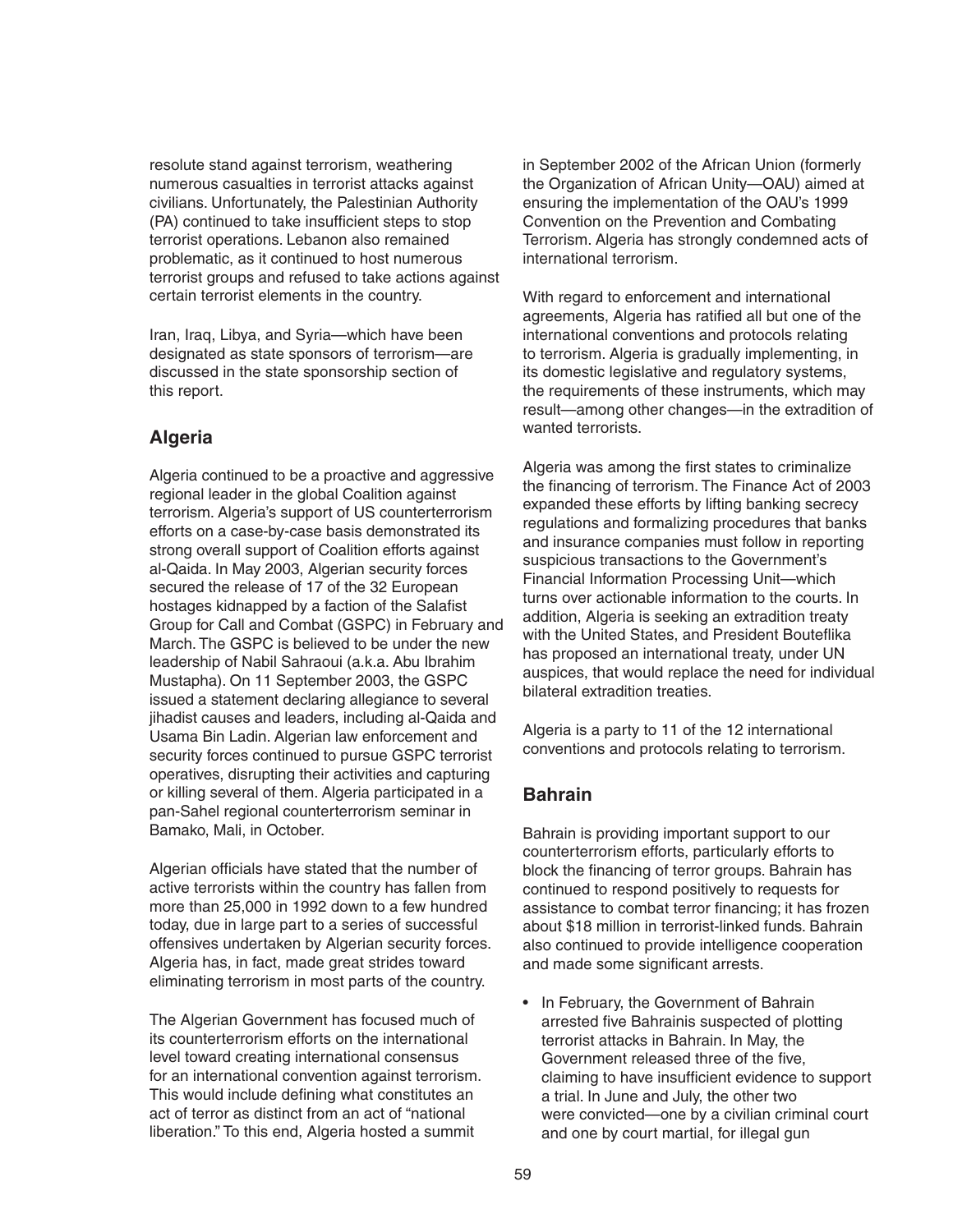resolute stand against terrorism, weathering numerous casualties in terrorist attacks against civilians. Unfortunately, the Palestinian Authority (PA) continued to take insufficient steps to stop terrorist operations. Lebanon also remained problematic, as it continued to host numerous terrorist groups and refused to take actions against certain terrorist elements in the country.

Iran, Iraq, Libya, and Syria—which have been designated as state sponsors of terrorism—are discussed in the state sponsorship section of this report.

## Algeria

Algeria continued to be a proactive and aggressive regional leader in the global Coalition against terrorism. Algeria's support of US counterterrorism efforts on a case-by-case basis demonstrated its strong overall support of Coalition efforts against al-Qaida. In May 2003, Algerian security forces secured the release of 17 of the 32 European hostages kidnapped by a faction of the Salafist Group for Call and Combat (GSPC) in February and March. The GSPC is believed to be under the new leadership of Nabil Sahraoui (a.k.a. Abu Ibrahim Mustapha). On 11 September 2003, the GSPC issued a statement declaring allegiance to several jihadist causes and leaders, including al-Qaida and Usama Bin Ladin. Algerian law enforcement and security forces continued to pursue GSPC terrorist operatives, disrupting their activities and capturing or killing several of them. Algeria participated in a pan-Sahel regional counterterrorism seminar in Bamako, Mali, in October.

Algerian officials have stated that the number of active terrorists within the country has fallen from more than 25,000 in 1992 down to a few hundred today, due in large part to a series of successful offensives undertaken by Algerian security forces. Algeria has, in fact, made great strides toward eliminating terrorism in most parts of the country.

The Algerian Government has focused much of its counterterrorism efforts on the international level toward creating international consensus for an international convention against terrorism. This would include defining what constitutes an act of terror as distinct from an act of "national liberation." To this end, Algeria hosted a summit in September 2002 of the African Union (formerly the Organization of African Unity—OAU) aimed at ensuring the implementation of the OAU's 1999 Convention on the Prevention and Combating Terrorism. Algeria has strongly condemned acts of international terrorism.

With regard to enforcement and international agreements, Algeria has ratified all but one of the international conventions and protocols relating to terrorism. Algeria is gradually implementing, in its domestic legislative and regulatory systems, the requirements of these instruments, which may result—among other changes—in the extradition of wanted terrorists.

Algeria was among the first states to criminalize the financing of terrorism. The Finance Act of 2003 expanded these efforts by lifting banking secrecy regulations and formalizing procedures that banks and insurance companies must follow in reporting suspicious transactions to the Government's Financial Information Processing Unit—which turns over actionable information to the courts. In addition, Algeria is seeking an extradition treaty with the United States, and President Bouteflika has proposed an international treaty, under UN auspices, that would replace the need for individual bilateral extradition treaties.

Algeria is a party to 11 of the 12 international conventions and protocols relating to terrorism.

## Bahrain

Bahrain is providing important support to our counterterrorism efforts, particularly efforts to block the financing of terror groups. Bahrain has continued to respond positively to requests for assistance to combat terror financing; it has frozen about $18 million in terrorist-linked funds. Bahrain also continued to provide intelligence cooperation and made some significant arrests.

- In February, the Government of Bahrain arrested five Bahrainis suspected of plotting terrorist attacks in Bahrain. In May, the Government released three of the five, claiming to have insufficient evidence to support a trial. In June and July, the other two were convicted—one by a civilian criminal court and one by court martial, for illegal gun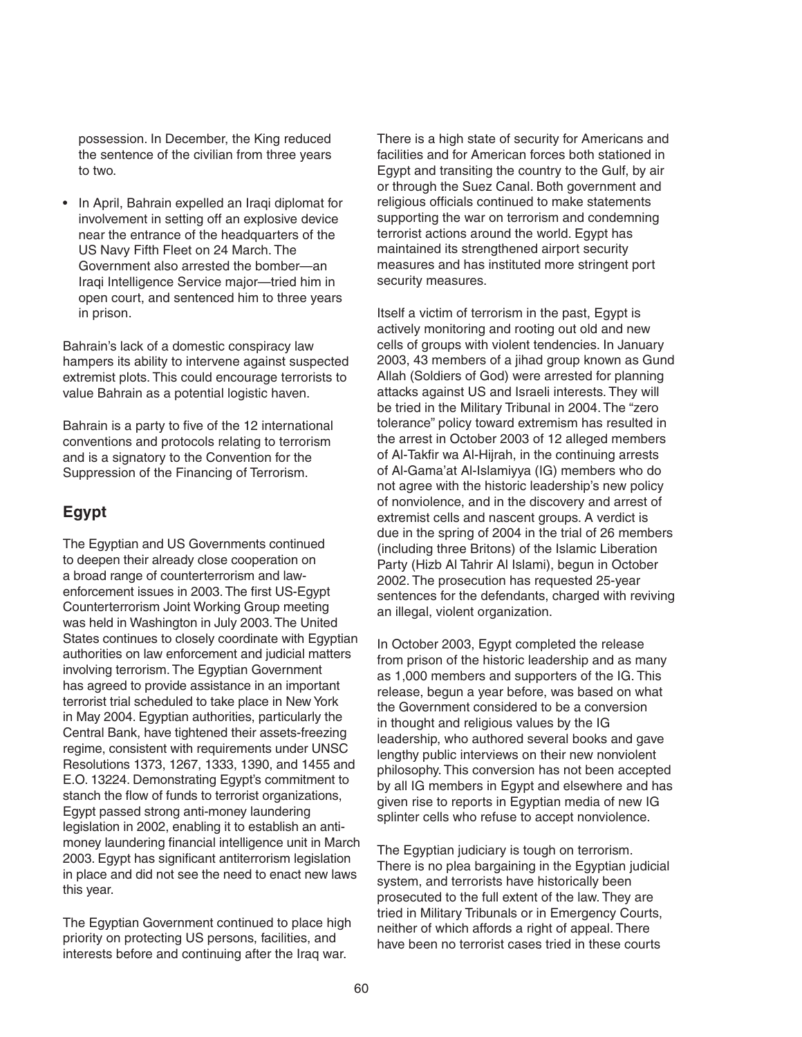possession. In December, the King reduced the sentence of the civilian from three years to two.

- In April, Bahrain expelled an Iraqi diplomat for involvement in setting off an explosive device near the entrance of the headquarters of the US Navy Fifth Fleet on 24 March. The Government also arrested the bomber—an Iraqi Intelligence Service major—tried him in open court, and sentenced him to three years in prison.

Bahrain's lack of a domestic conspiracy law hampers its ability to intervene against suspected extremist plots. This could encourage terrorists to value Bahrain as a potential logistic haven.

Bahrain is a party to five of the 12 international conventions and protocols relating to terrorism and is a signatory to the Convention for the Suppression of the Financing of Terrorism.

## Egypt

The Egyptian and US Governments continued to deepen their already close cooperation on a broad range of counterterrorism and law-enforcement issues in 2003. The first US-Egypt Counterterrorism Joint Working Group meeting was held in Washington in July 2003. The United States continues to closely coordinate with Egyptian authorities on law enforcement and judicial matters involving terrorism. The Egyptian Government has agreed to provide assistance in an important terrorist trial scheduled to take place in New York in May 2004. Egyptian authorities, particularly the Central Bank, have tightened their assets-freezing regime, consistent with requirements under UNSC Resolutions 1373, 1267, 1333, 1390, and 1455 and E.O. 13224. Demonstrating Egypt's commitment to stanch the flow of funds to terrorist organizations, Egypt passed strong anti-money laundering legislation in 2002, enabling it to establish an anti-money laundering financial intelligence unit in March 2003. Egypt has significant antiterrorism legislation in place and did not see the need to enact new laws this year.

The Egyptian Government continued to place high priority on protecting US persons, facilities, and interests before and continuing after the Iraq war. There is a high state of security for Americans and facilities and for American forces both stationed in Egypt and transiting the country to the Gulf, by air or through the Suez Canal. Both government and religious officials continued to make statements supporting the war on terrorism and condemning terrorist actions around the world. Egypt has maintained its strengthened airport security measures and has instituted more stringent port security measures.

Itself a victim of terrorism in the past, Egypt is actively monitoring and rooting out old and new cells of groups with violent tendencies. In January 2003, 43 members of a jihad group known as Gund Allah (Soldiers of God) were arrested for planning attacks against US and Israeli interests. They will be tried in the Military Tribunal in 2004. The "zero tolerance" policy toward extremism has resulted in the arrest in October 2003 of 12 alleged members of Al-Takfir wa Al-Hijrah, in the continuing arrests of Al-Gama'at Al-Islamiyya (IG) members who do not agree with the historic leadership's new policy of nonviolence, and in the discovery and arrest of extremist cells and nascent groups. A verdict is due in the spring of 2004 in the trial of 26 members (including three Britons) of the Islamic Liberation Party (Hizb Al Tahrir Al Islami), begun in October 2002. The prosecution has requested 25-year sentences for the defendants, charged with reviving an illegal, violent organization.

In October 2003, Egypt completed the release from prison of the historic leadership and as many as 1,000 members and supporters of the IG. This release, begun a year before, was based on what the Government considered to be a conversion in thought and religious values by the IG leadership, who authored several books and gave lengthy public interviews on their new nonviolent philosophy. This conversion has not been accepted by all IG members in Egypt and elsewhere and has given rise to reports in Egyptian media of new IG splinter cells who refuse to accept nonviolence.

The Egyptian judiciary is tough on terrorism. There is no plea bargaining in the Egyptian judicial system, and terrorists have historically been prosecuted to the full extent of the law. They are tried in Military Tribunals or in Emergency Courts, neither of which affords a right of appeal. There have been no terrorist cases tried in these courts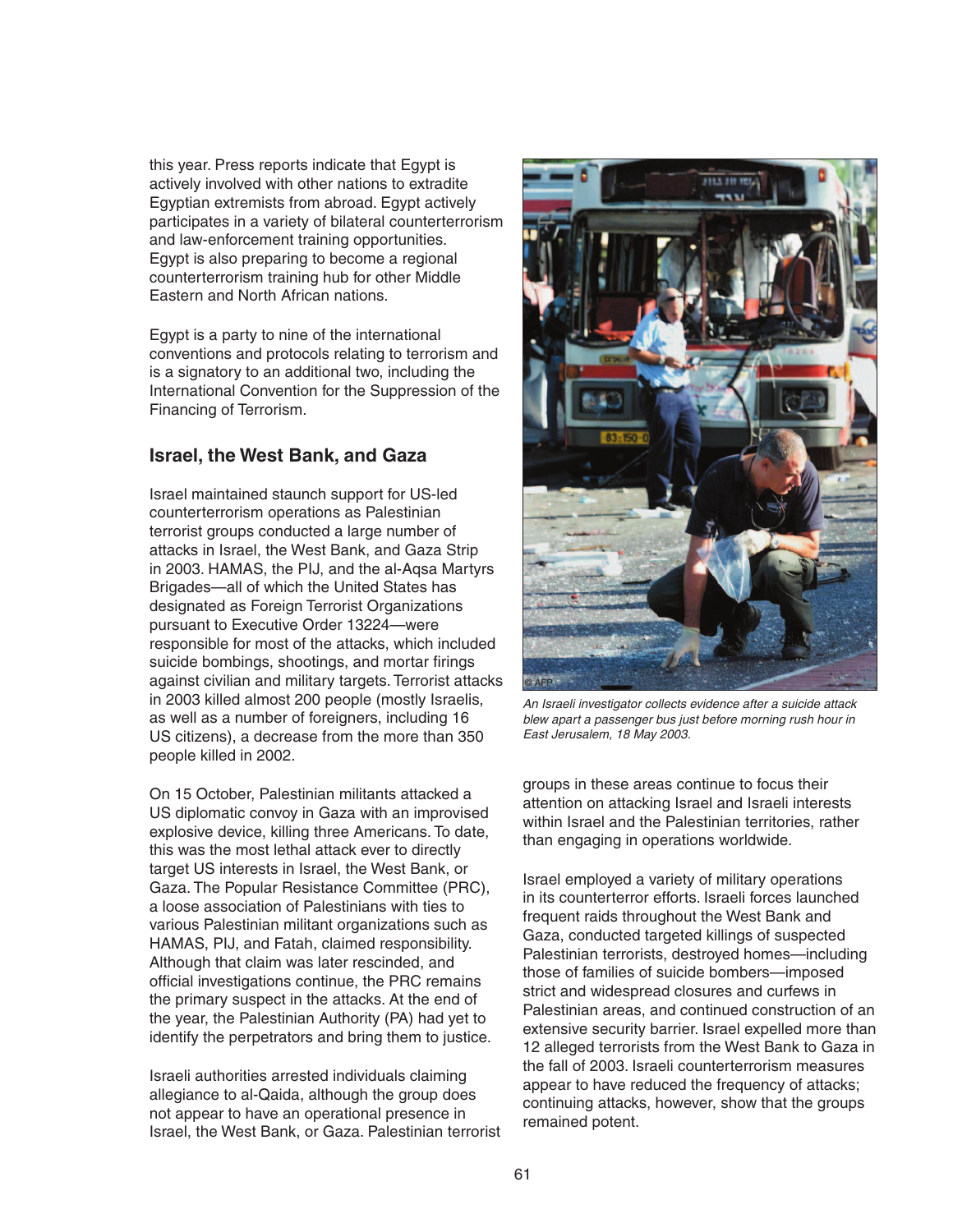this year. Press reports indicate that Egypt is actively involved with other nations to extradite Egyptian extremists from abroad. Egypt actively participates in a variety of bilateral counterterrorism and law-enforcement training opportunities. Egypt is also preparing to become a regional counterterrorism training hub for other Middle Eastern and North African nations.

Egypt is a party to nine of the international conventions and protocols relating to terrorism and is a signatory to an additional two, including the International Convention for the Suppression of the Financing of Terrorism.

## Israel, the West Bank, and Gaza

Israel maintained staunch support for US-led counterterrorism operations as Palestinian terrorist groups conducted a large number of attacks in Israel, the West Bank, and Gaza Strip in 2003. HAMAS, the PIJ, and the al-Aqsa Martyrs Brigades—all of which the United States has designated as Foreign Terrorist Organizations pursuant to Executive Order 13224—were responsible for most of the attacks, which included suicide bombings, shootings, and mortar firings against civilian and military targets. Terrorist attacks in 2003 killed almost 200 people (mostly Israelis, as well as a number of foreigners, including 16 US citizens), a decrease from the more than 350 people killed in 2002.

On 15 October, Palestinian militants attacked a US diplomatic convoy in Gaza with an improvised explosive device, killing three Americans. To date, this was the most lethal attack ever to directly target US interests in Israel, the West Bank, or Gaza. The Popular Resistance Committee (PRC), a loose association of Palestinians with ties to various Palestinian militant organizations such as HAMAS, PIJ, and Fatah, claimed responsibility. Although that claim was later rescinded, and official investigations continue, the PRC remains the primary suspect in the attacks. At the end of the year, the Palestinian Authority (PA) had yet to identify the perpetrators and bring them to justice.

Israeli authorities arrested individuals claiming allegiance to al-Qaida, although the group does not appear to have an operational presence in Israel, the West Bank, or Gaza. Palestinian terrorist groups in these areas continue to focus their attention on attacking Israel and Israeli interests within Israel and the Palestinian territories, rather than engaging in operations worldwide.

*An Israeli investigator collects evidence after a suicide attack blew apart a passenger bus just before morning rush hour in East Jerusalem, 18 May 2003.*

Israel employed a variety of military operations in its counterterror efforts. Israeli forces launched frequent raids throughout the West Bank and Gaza, conducted targeted killings of suspected Palestinian terrorists, destroyed homes—including those of families of suicide bombers—imposed strict and widespread closures and curfews in Palestinian areas, and continued construction of an extensive security barrier. Israel expelled more than 12 alleged terrorists from the West Bank to Gaza in the fall of 2003. Israeli counterterrorism measures appear to have reduced the frequency of attacks; continuing attacks, however, show that the groups remained potent.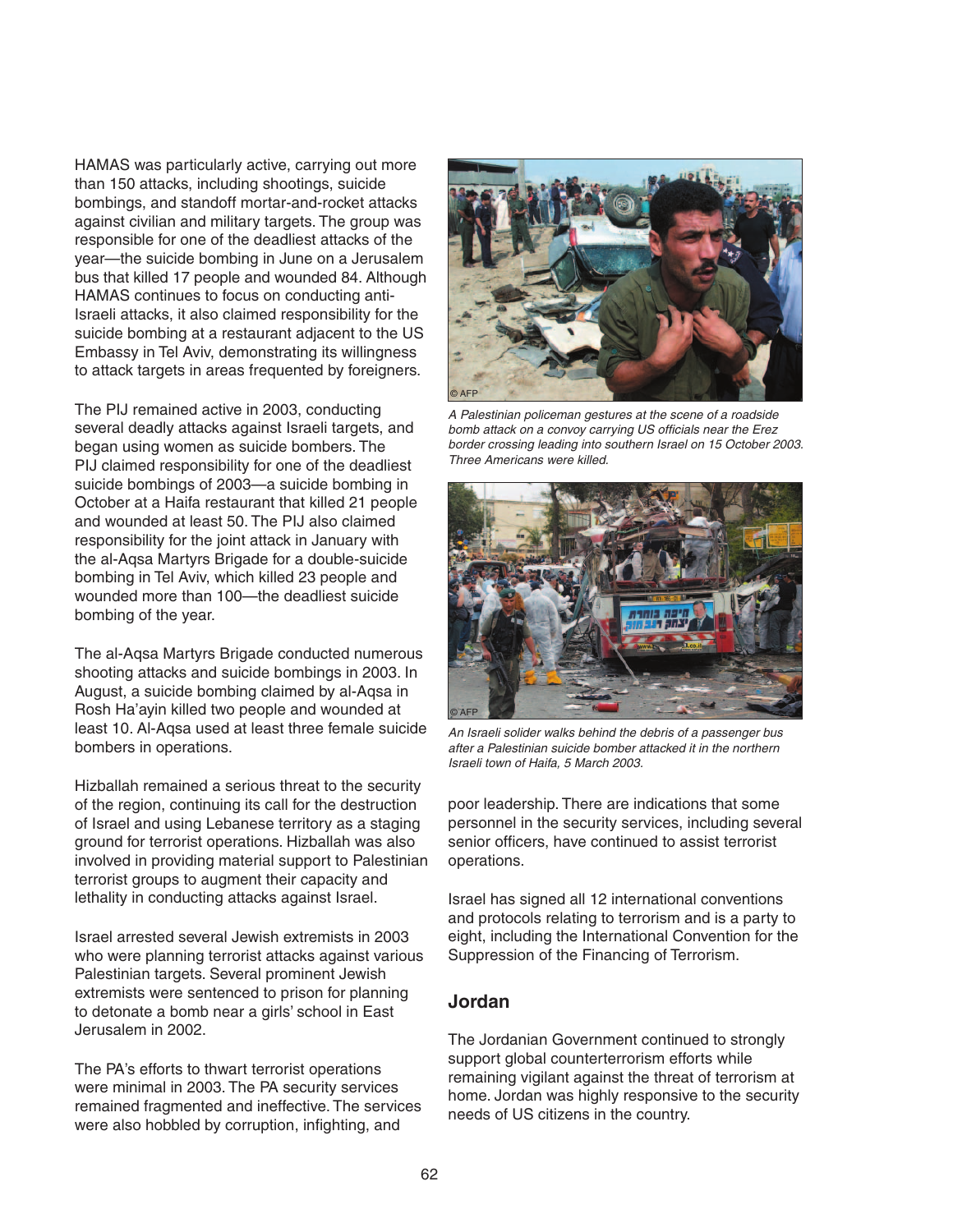HAMAS was particularly active, carrying out more than 150 attacks, including shootings, suicide bombings, and standoff mortar-and-rocket attacks against civilian and military targets. The group was responsible for one of the deadliest attacks of the year—the suicide bombing in June on a Jerusalem bus that killed 17 people and wounded 84. Although HAMAS continues to focus on conducting anti-Israeli attacks, it also claimed responsibility for the suicide bombing at a restaurant adjacent to the US Embassy in Tel Aviv, demonstrating its willingness to attack targets in areas frequented by foreigners.

The PIJ remained active in 2003, conducting several deadly attacks against Israeli targets, and began using women as suicide bombers. The PIJ claimed responsibility for one of the deadliest suicide bombings of 2003—a suicide bombing in October at a Haifa restaurant that killed 21 people and wounded at least 50. The PIJ also claimed responsibility for the joint attack in January with the al-Aqsa Martyrs Brigade for a double-suicide bombing in Tel Aviv, which killed 23 people and wounded more than 100—the deadliest suicide bombing of the year.

The al-Aqsa Martyrs Brigade conducted numerous shooting attacks and suicide bombings in 2003. In August, a suicide bombing claimed by al-Aqsa in Rosh Ha'ayin killed two people and wounded at least 10. Al-Aqsa used at least three female suicide bombers in operations.

Hizballah remained a serious threat to the security of the region, continuing its call for the destruction of Israel and using Lebanese territory as a staging ground for terrorist operations. Hizballah was also involved in providing material support to Palestinian terrorist groups to augment their capacity and lethality in conducting attacks against Israel.

Israel arrested several Jewish extremists in 2003 who were planning terrorist attacks against various Palestinian targets. Several prominent Jewish extremists were sentenced to prison for planning to detonate a bomb near a girls' school in East Jerusalem in 2002.

The PA's efforts to thwart terrorist operations were minimal in 2003. The PA security services remained fragmented and ineffective. The services were also hobbled by corruption, infighting, and poor leadership. There are indications that some personnel in the security services, including several senior officers, have continued to assist terrorist operations.

*A Palestinian policeman gestures at the scene of a roadside bomb attack on a convoy carrying US officials near the Erez border crossing leading into southern Israel on 15 October 2003. Three Americans were killed.*

*An Israeli solider walks behind the debris of a passenger bus after a Palestinian suicide bomber attacked it in the northern Israeli town of Haifa, 5 March 2003.*

Israel has signed all 12 international conventions and protocols relating to terrorism and is a party to eight, including the International Convention for the Suppression of the Financing of Terrorism.

## Jordan

The Jordanian Government continued to strongly support global counterterrorism efforts while remaining vigilant against the threat of terrorism at home. Jordan was highly responsive to the security needs of US citizens in the country.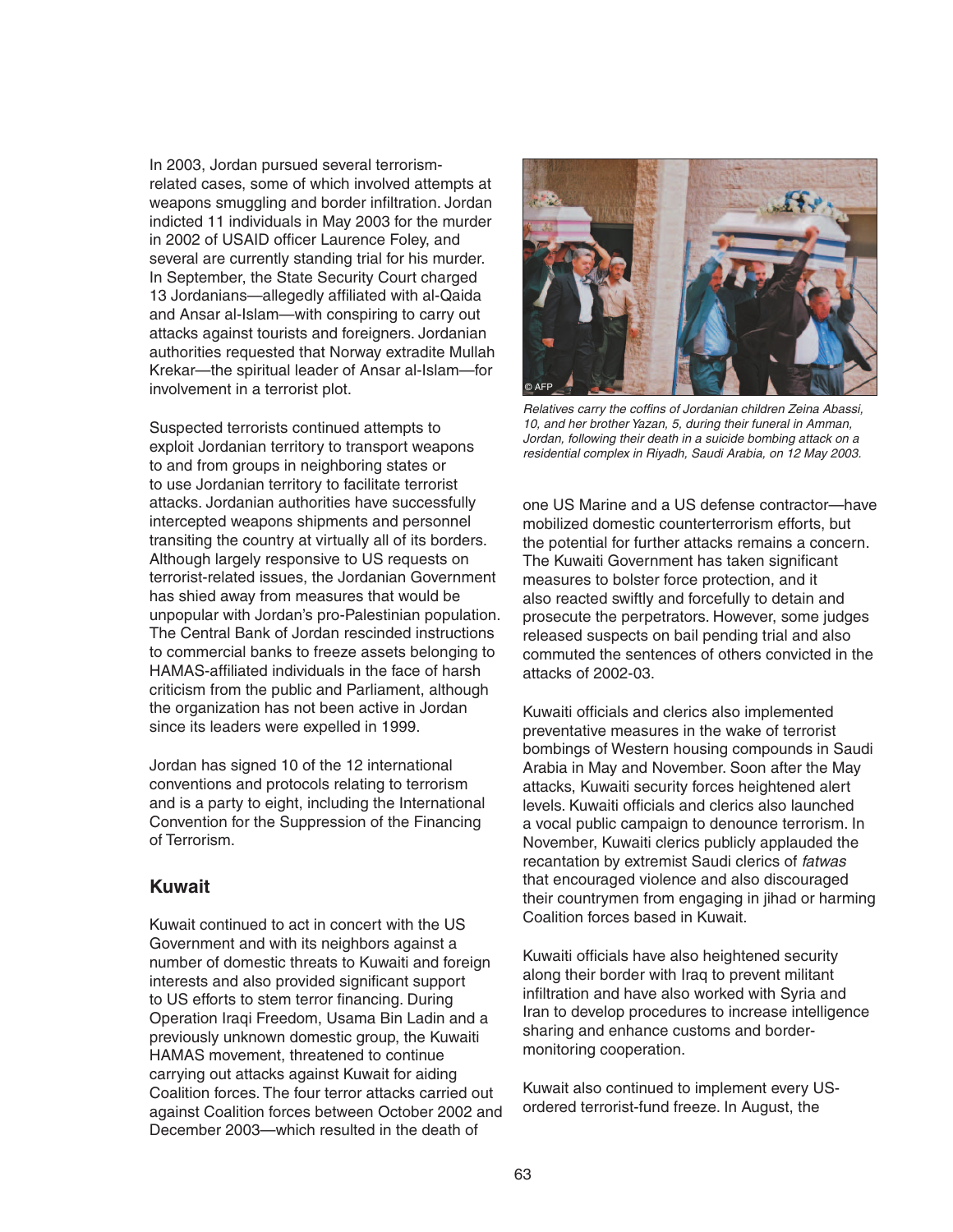In 2003, Jordan pursued several terrorism-related cases, some of which involved attempts at weapons smuggling and border infiltration. Jordan indicted 11 individuals in May 2003 for the murder in 2002 of USAID officer Laurence Foley, and several are currently standing trial for his murder. In September, the State Security Court charged 13 Jordanians—allegedly affiliated with al-Qaida and Ansar al-Islam—with conspiring to carry out attacks against tourists and foreigners. Jordanian authorities requested that Norway extradite Mullah Krekar—the spiritual leader of Ansar al-Islam—for involvement in a terrorist plot.

Suspected terrorists continued attempts to exploit Jordanian territory to transport weapons to and from groups in neighboring states or to use Jordanian territory to facilitate terrorist attacks. Jordanian authorities have successfully intercepted weapons shipments and personnel transiting the country at virtually all of its borders. Although largely responsive to US requests on terrorist-related issues, the Jordanian Government has shied away from measures that would be unpopular with Jordan's pro-Palestinian population. The Central Bank of Jordan rescinded instructions to commercial banks to freeze assets belonging to HAMAS-affiliated individuals in the face of harsh criticism from the public and Parliament, although the organization has not been active in Jordan since its leaders were expelled in 1999.

Jordan has signed 10 of the 12 international conventions and protocols relating to terrorism and is a party to eight, including the International Convention for the Suppression of the Financing of Terrorism.

*Relatives carry the coffins of Jordanian children Zeina Abassi, 10, and her brother Yazan, 5, during their funeral in Amman, Jordan, following their death in a suicide bombing attack on a residential complex in Riyadh, Saudi Arabia, on 12 May 2003.*

## Kuwait

Kuwait continued to act in concert with the US Government and with its neighbors against a number of domestic threats to Kuwaiti and foreign interests and also provided significant support to US efforts to stem terror financing. During Operation Iraqi Freedom, Usama Bin Ladin and a previously unknown domestic group, the Kuwaiti HAMAS movement, threatened to continue carrying out attacks against Kuwait for aiding Coalition forces. The four terror attacks carried out against Coalition forces between October 2002 and December 2003—which resulted in the death of one US Marine and a US defense contractor—have mobilized domestic counterterrorism efforts, but the potential for further attacks remains a concern. The Kuwaiti Government has taken significant measures to bolster force protection, and it also reacted swiftly and forcefully to detain and prosecute the perpetrators. However, some judges released suspects on bail pending trial and also commuted the sentences of others convicted in the attacks of 2002-03.

Kuwaiti officials and clerics also implemented preventative measures in the wake of terrorist bombings of Western housing compounds in Saudi Arabia in May and November. Soon after the May attacks, Kuwaiti security forces heightened alert levels. Kuwaiti officials and clerics also launched a vocal public campaign to denounce terrorism. In November, Kuwaiti clerics publicly applauded the recantation by extremist Saudi clerics of *fatwas* that encouraged violence and also discouraged their countrymen from engaging in jihad or harming Coalition forces based in Kuwait.

Kuwaiti officials have also heightened security along their border with Iraq to prevent militant infiltration and have also worked with Syria and Iran to develop procedures to increase intelligence sharing and enhance customs and border-monitoring cooperation.

Kuwait also continued to implement every US-ordered terrorist-fund freeze. In August, the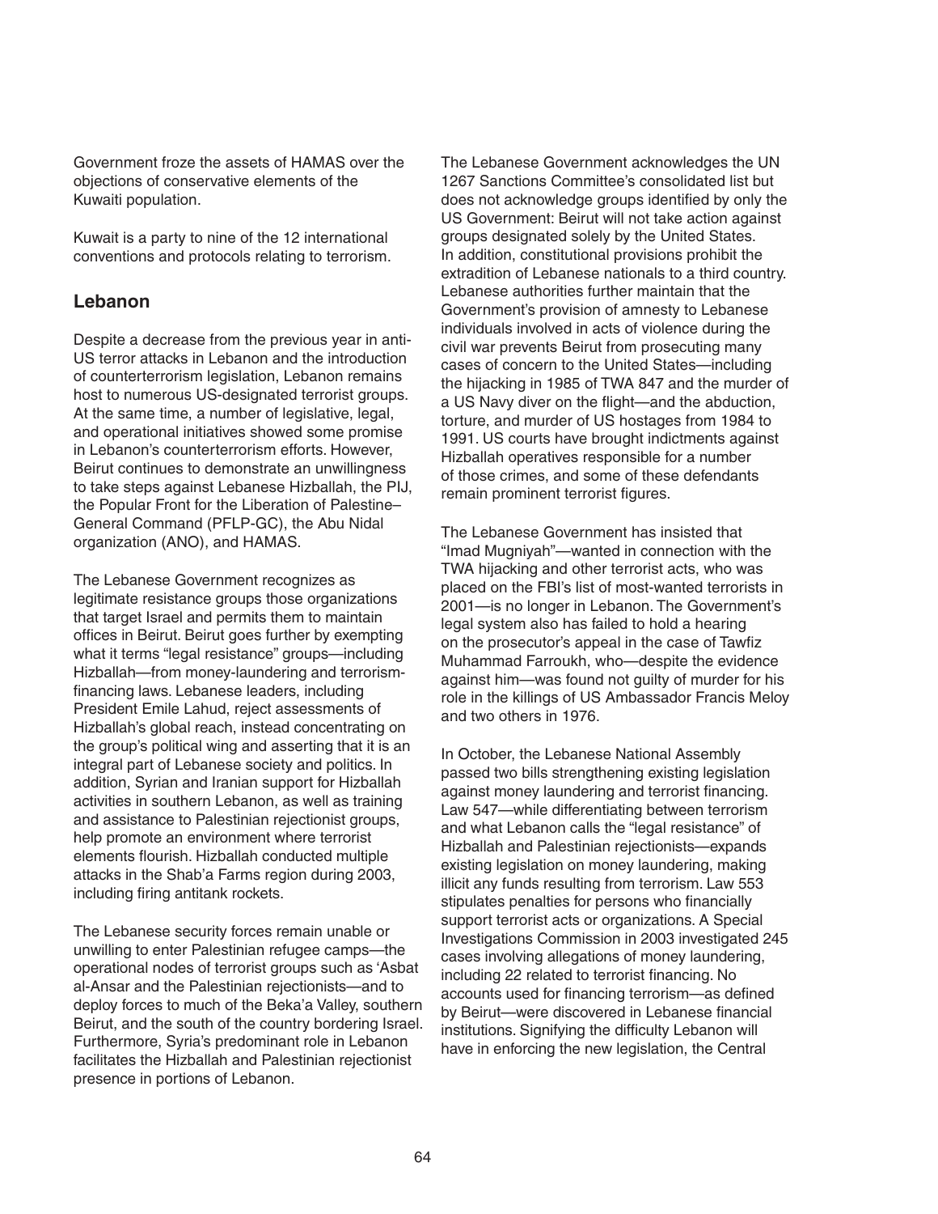Government froze the assets of HAMAS over the objections of conservative elements of the Kuwaiti population.

Kuwait is a party to nine of the 12 international conventions and protocols relating to terrorism.

## Lebanon

Despite a decrease from the previous year in anti-US terror attacks in Lebanon and the introduction of counterterrorism legislation, Lebanon remains host to numerous US-designated terrorist groups. At the same time, a number of legislative, legal, and operational initiatives showed some promise in Lebanon's counterterrorism efforts. However, Beirut continues to demonstrate an unwillingness to take steps against Lebanese Hizballah, the PIJ, the Popular Front for the Liberation of Palestine–General Command (PFLP-GC), the Abu Nidal organization (ANO), and HAMAS.

The Lebanese Government recognizes as legitimate resistance groups those organizations that target Israel and permits them to maintain offices in Beirut. Beirut goes further by exempting what it terms "legal resistance" groups—including Hizballah—from money-laundering and terrorism-financing laws. Lebanese leaders, including President Emile Lahud, reject assessments of Hizballah's global reach, instead concentrating on the group's political wing and asserting that it is an integral part of Lebanese society and politics. In addition, Syrian and Iranian support for Hizballah activities in southern Lebanon, as well as training and assistance to Palestinian rejectionist groups, help promote an environment where terrorist elements flourish. Hizballah conducted multiple attacks in the Shab'a Farms region during 2003, including firing antitank rockets.

The Lebanese security forces remain unable or unwilling to enter Palestinian refugee camps—the operational nodes of terrorist groups such as 'Asbat al-Ansar and the Palestinian rejectionists—and to deploy forces to much of the Beka'a Valley, southern Beirut, and the south of the country bordering Israel. Furthermore, Syria's predominant role in Lebanon facilitates the Hizballah and Palestinian rejectionist presence in portions of Lebanon.

The Lebanese Government acknowledges the UN 1267 Sanctions Committee's consolidated list but does not acknowledge groups identified by only the US Government: Beirut will not take action against groups designated solely by the United States. In addition, constitutional provisions prohibit the extradition of Lebanese nationals to a third country. Lebanese authorities further maintain that the Government's provision of amnesty to Lebanese individuals involved in acts of violence during the civil war prevents Beirut from prosecuting many cases of concern to the United States—including the hijacking in 1985 of TWA 847 and the murder of a US Navy diver on the flight—and the abduction, torture, and murder of US hostages from 1984 to 1991. US courts have brought indictments against Hizballah operatives responsible for a number of those crimes, and some of these defendants remain prominent terrorist figures.

The Lebanese Government has insisted that "Imad Mugniyah"—wanted in connection with the TWA hijacking and other terrorist acts, who was placed on the FBI's list of most-wanted terrorists in 2001—is no longer in Lebanon. The Government's legal system also has failed to hold a hearing on the prosecutor's appeal in the case of Tawfiz Muhammad Farroukh, who—despite the evidence against him—was found not guilty of murder for his role in the killings of US Ambassador Francis Meloy and two others in 1976.

In October, the Lebanese National Assembly passed two bills strengthening existing legislation against money laundering and terrorist financing. Law 547—while differentiating between terrorism and what Lebanon calls the "legal resistance" of Hizballah and Palestinian rejectionists—expands existing legislation on money laundering, making illicit any funds resulting from terrorism. Law 553 stipulates penalties for persons who financially support terrorist acts or organizations. A Special Investigations Commission in 2003 investigated 245 cases involving allegations of money laundering, including 22 related to terrorist financing. No accounts used for financing terrorism—as defined by Beirut—were discovered in Lebanese financial institutions. Signifying the difficulty Lebanon will have in enforcing the new legislation, the Central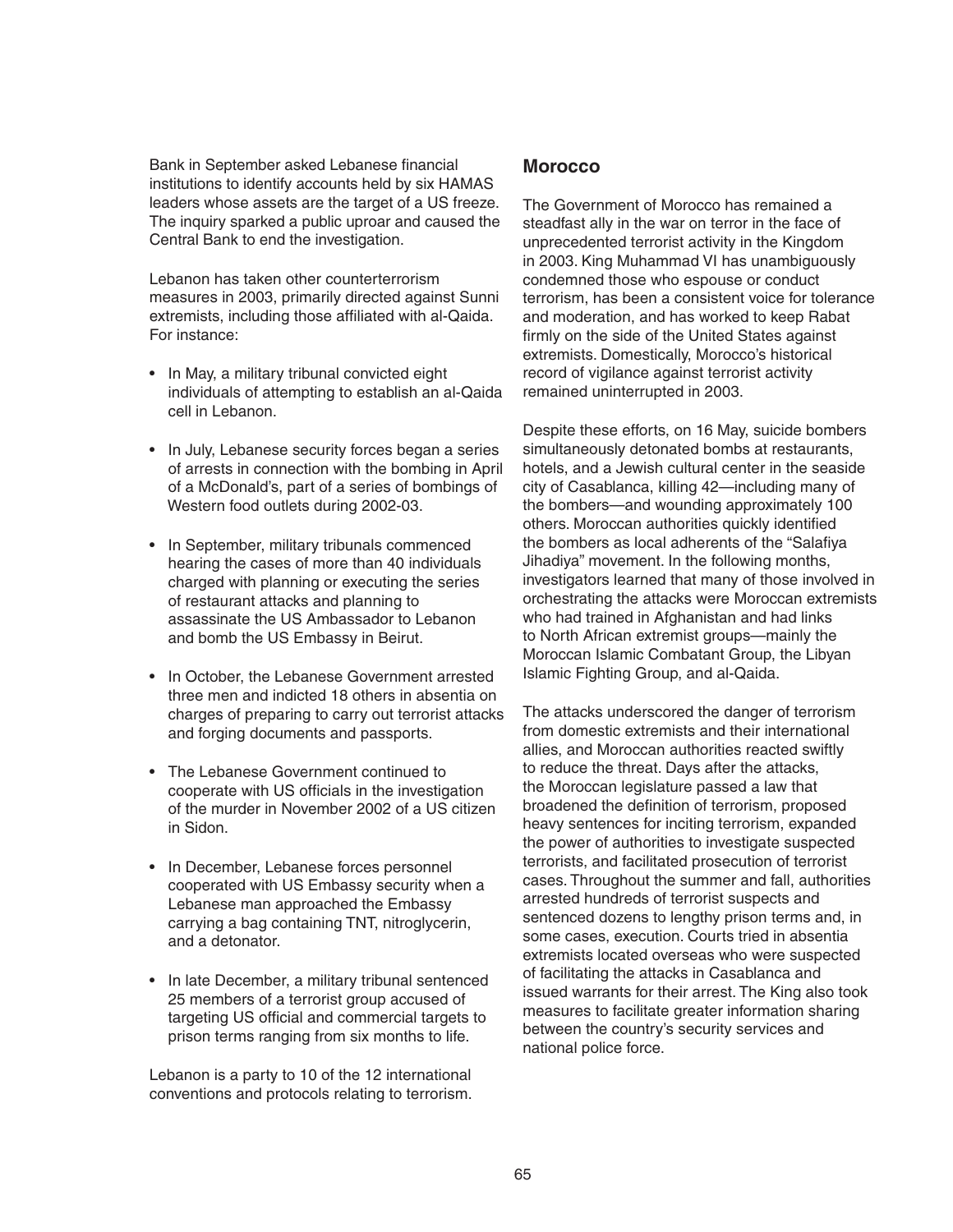Bank in September asked Lebanese financial institutions to identify accounts held by six HAMAS leaders whose assets are the target of a US freeze. The inquiry sparked a public uproar and caused the Central Bank to end the investigation.

Lebanon has taken other counterterrorism measures in 2003, primarily directed against Sunni extremists, including those affiliated with al-Qaida. For instance:

- In May, a military tribunal convicted eight individuals of attempting to establish an al-Qaida cell in Lebanon.
- In July, Lebanese security forces began a series of arrests in connection with the bombing in April of a McDonald's, part of a series of bombings of Western food outlets during 2002-03.
- In September, military tribunals commenced hearing the cases of more than 40 individuals charged with planning or executing the series of restaurant attacks and planning to assassinate the US Ambassador to Lebanon and bomb the US Embassy in Beirut.
- In October, the Lebanese Government arrested three men and indicted 18 others in absentia on charges of preparing to carry out terrorist attacks and forging documents and passports.
- The Lebanese Government continued to cooperate with US officials in the investigation of the murder in November 2002 of a US citizen in Sidon.
- In December, Lebanese forces personnel cooperated with US Embassy security when a Lebanese man approached the Embassy carrying a bag containing TNT, nitroglycerin, and a detonator.
- In late December, a military tribunal sentenced 25 members of a terrorist group accused of targeting US official and commercial targets to prison terms ranging from six months to life.

Lebanon is a party to 10 of the 12 international conventions and protocols relating to terrorism.

## Morocco

The Government of Morocco has remained a steadfast ally in the war on terror in the face of unprecedented terrorist activity in the Kingdom in 2003. King Muhammad VI has unambiguously condemned those who espouse or conduct terrorism, has been a consistent voice for tolerance and moderation, and has worked to keep Rabat firmly on the side of the United States against extremists. Domestically, Morocco's historical record of vigilance against terrorist activity remained uninterrupted in 2003.

Despite these efforts, on 16 May, suicide bombers simultaneously detonated bombs at restaurants, hotels, and a Jewish cultural center in the seaside city of Casablanca, killing 42—including many of the bombers—and wounding approximately 100 others. Moroccan authorities quickly identified the bombers as local adherents of the "Salafiya Jihadiya" movement. In the following months, investigators learned that many of those involved in orchestrating the attacks were Moroccan extremists who had trained in Afghanistan and had links to North African extremist groups—mainly the Moroccan Islamic Combatant Group, the Libyan Islamic Fighting Group, and al-Qaida.

The attacks underscored the danger of terrorism from domestic extremists and their international allies, and Moroccan authorities reacted swiftly to reduce the threat. Days after the attacks, the Moroccan legislature passed a law that broadened the definition of terrorism, proposed heavy sentences for inciting terrorism, expanded the power of authorities to investigate suspected terrorists, and facilitated prosecution of terrorist cases. Throughout the summer and fall, authorities arrested hundreds of terrorist suspects and sentenced dozens to lengthy prison terms and, in some cases, execution. Courts tried in absentia extremists located overseas who were suspected of facilitating the attacks in Casablanca and issued warrants for their arrest. The King also took measures to facilitate greater information sharing between the country's security services and national police force.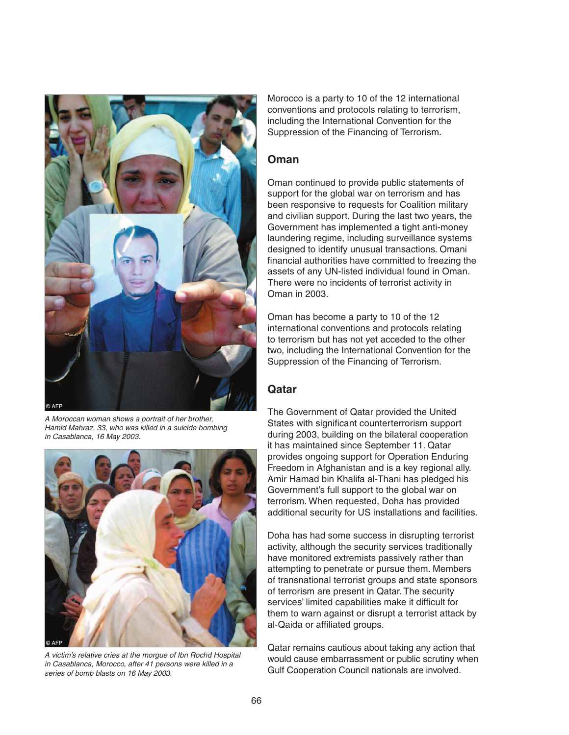A Moroccan woman shows a portrait of her brother, Hamid Mahraz, 33, who was killed in a suicide bombing in Casablanca, 16 May 2003.

A victim's relative cries at the morgue of Ibn Rochd Hospital in Casablanca, Morocco, after 41 persons were killed in a series of bomb blasts on 16 May 2003.

Morocco is a party to 10 of the 12 international conventions and protocols relating to terrorism, including the International Convention for the Suppression of the Financing of Terrorism.

## Oman

Oman continued to provide public statements of support for the global war on terrorism and has been responsive to requests for Coalition military and civilian support. During the last two years, the Government has implemented a tight anti-money laundering regime, including surveillance systems designed to identify unusual transactions. Omani financial authorities have committed to freezing the assets of any UN-listed individual found in Oman. There were no incidents of terrorist activity in Oman in 2003.

Oman has become a party to 10 of the 12 international conventions and protocols relating to terrorism but has not yet acceded to the other two, including the International Convention for the Suppression of the Financing of Terrorism.

## Qatar

The Government of Qatar provided the United States with significant counterterrorism support during 2003, building on the bilateral cooperation it has maintained since September 11. Qatar provides ongoing support for Operation Enduring Freedom in Afghanistan and is a key regional ally. Amir Hamad bin Khalifa al-Thani has pledged his Government's full support to the global war on terrorism. When requested, Doha has provided additional security for US installations and facilities.

Doha has had some success in disrupting terrorist activity, although the security services traditionally have monitored extremists passively rather than attempting to penetrate or pursue them. Members of transnational terrorist groups and state sponsors of terrorism are present in Qatar. The security services' limited capabilities make it difficult for them to warn against or disrupt a terrorist attack by al-Qaida or affiliated groups.

Qatar remains cautious about taking any action that would cause embarrassment or public scrutiny when Gulf Cooperation Council nationals are involved.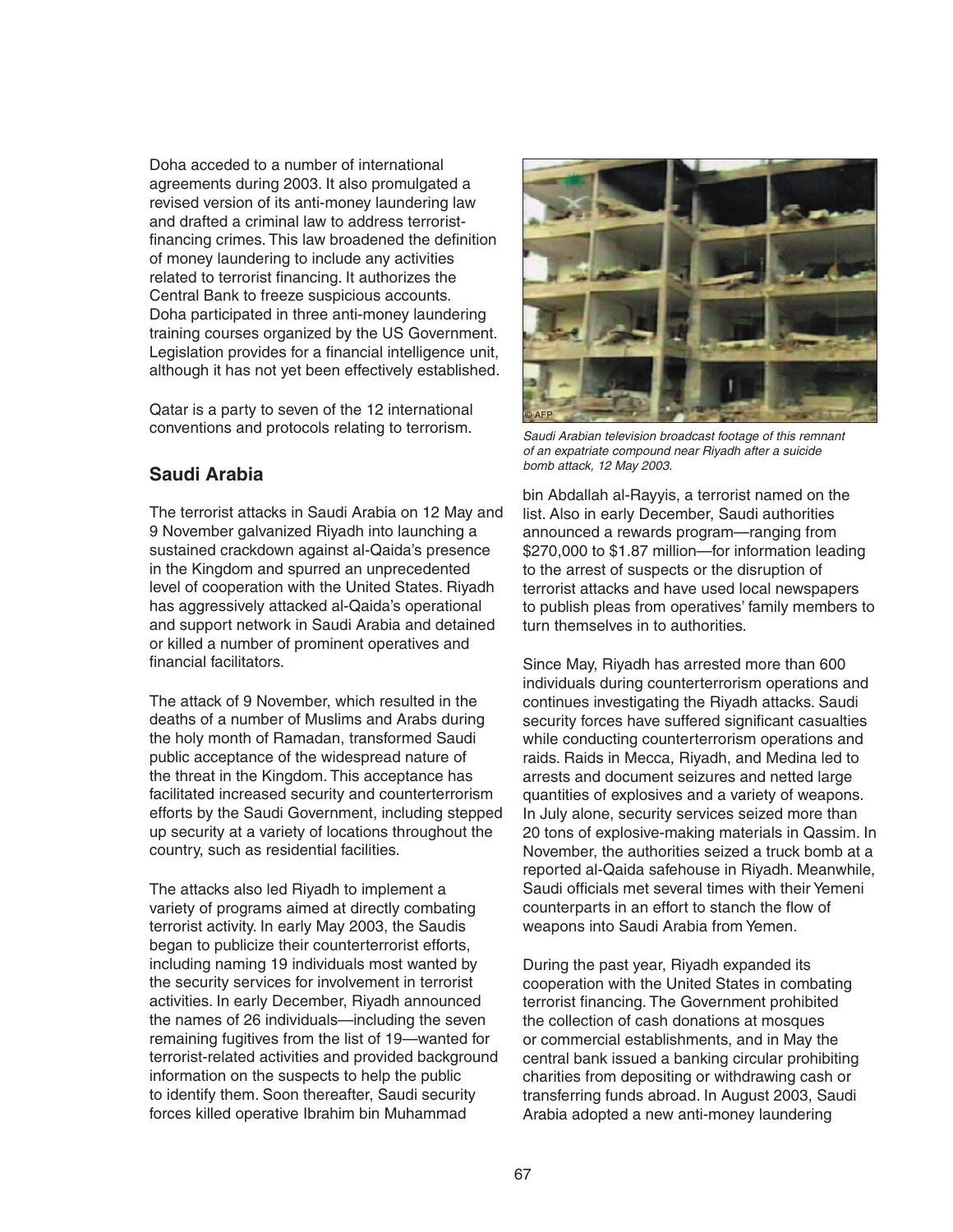Doha acceded to a number of international agreements during 2003. It also promulgated a revised version of its anti-money laundering law and drafted a criminal law to address terrorist-financing crimes. This law broadened the definition of money laundering to include any activities related to terrorist financing. It authorizes the Central Bank to freeze suspicious accounts. Doha participated in three anti-money laundering training courses organized by the US Government. Legislation provides for a financial intelligence unit, although it has not yet been effectively established.

Qatar is a party to seven of the 12 international conventions and protocols relating to terrorism.

## Saudi Arabia

The terrorist attacks in Saudi Arabia on 12 May and 9 November galvanized Riyadh into launching a sustained crackdown against al-Qaida's presence in the Kingdom and spurred an unprecedented level of cooperation with the United States. Riyadh has aggressively attacked al-Qaida's operational and support network in Saudi Arabia and detained or killed a number of prominent operatives and financial facilitators.

The attack of 9 November, which resulted in the deaths of a number of Muslims and Arabs during the holy month of Ramadan, transformed Saudi public acceptance of the widespread nature of the threat in the Kingdom. This acceptance has facilitated increased security and counterterrorism efforts by the Saudi Government, including stepped up security at a variety of locations throughout the country, such as residential facilities.

The attacks also led Riyadh to implement a variety of programs aimed at directly combating terrorist activity. In early May 2003, the Saudis began to publicize their counterterrorist efforts, including naming 19 individuals most wanted by the security services for involvement in terrorist activities. In early December, Riyadh announced the names of 26 individuals—including the seven remaining fugitives from the list of 19—wanted for terrorist-related activities and provided background information on the suspects to help the public to identify them. Soon thereafter, Saudi security forces killed operative Ibrahim bin Muhammad bin Abdallah al-Rayyis, a terrorist named on the list. Also in early December, Saudi authorities announced a rewards program—ranging from $270,000 to $1.87 million—for information leading to the arrest of suspects or the disruption of terrorist attacks and have used local newspapers to publish pleas from operatives' family members to turn themselves in to authorities.

*Saudi Arabian television broadcast footage of this remnant of an expatriate compound near Riyadh after a suicide bomb attack, 12 May 2003.*

Since May, Riyadh has arrested more than 600 individuals during counterterrorism operations and continues investigating the Riyadh attacks. Saudi security forces have suffered significant casualties while conducting counterterrorism operations and raids. Raids in Mecca, Riyadh, and Medina led to arrests and document seizures and netted large quantities of explosives and a variety of weapons. In July alone, security services seized more than 20 tons of explosive-making materials in Qassim. In November, the authorities seized a truck bomb at a reported al-Qaida safehouse in Riyadh. Meanwhile, Saudi officials met several times with their Yemeni counterparts in an effort to stanch the flow of weapons into Saudi Arabia from Yemen.

During the past year, Riyadh expanded its cooperation with the United States in combating terrorist financing. The Government prohibited the collection of cash donations at mosques or commercial establishments, and in May the central bank issued a banking circular prohibiting charities from depositing or withdrawing cash or transferring funds abroad. In August 2003, Saudi Arabia adopted a new anti-money laundering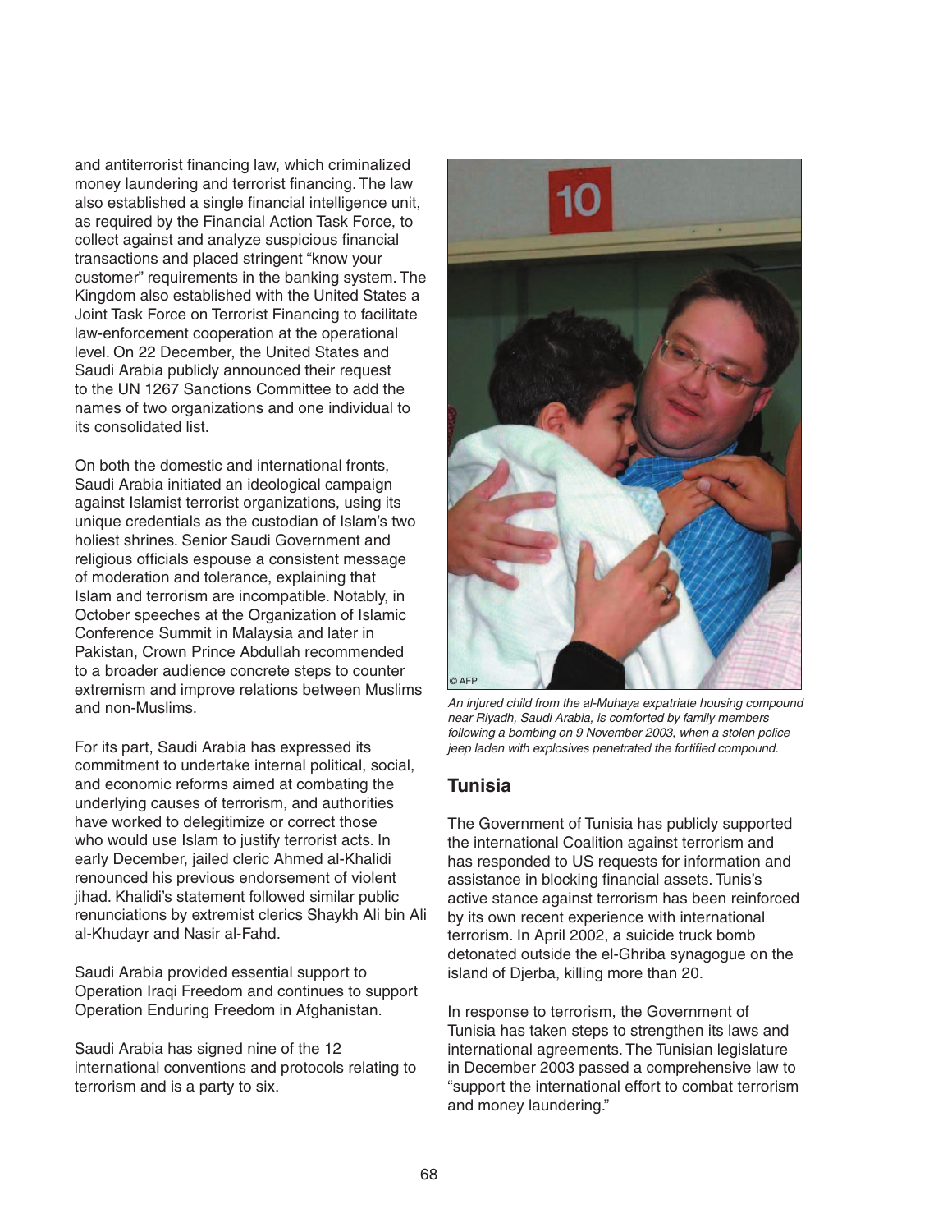and antiterrorist financing law, which criminalized money laundering and terrorist financing. The law also established a single financial intelligence unit, as required by the Financial Action Task Force, to collect against and analyze suspicious financial transactions and placed stringent "know your customer" requirements in the banking system. The Kingdom also established with the United States a Joint Task Force on Terrorist Financing to facilitate law-enforcement cooperation at the operational level. On 22 December, the United States and Saudi Arabia publicly announced their request to the UN 1267 Sanctions Committee to add the names of two organizations and one individual to its consolidated list.

On both the domestic and international fronts, Saudi Arabia initiated an ideological campaign against Islamist terrorist organizations, using its unique credentials as the custodian of Islam's two holiest shrines. Senior Saudi Government and religious officials espouse a consistent message of moderation and tolerance, explaining that Islam and terrorism are incompatible. Notably, in October speeches at the Organization of Islamic Conference Summit in Malaysia and later in Pakistan, Crown Prince Abdullah recommended to a broader audience concrete steps to counter extremism and improve relations between Muslims and non-Muslims.

For its part, Saudi Arabia has expressed its commitment to undertake internal political, social, and economic reforms aimed at combating the underlying causes of terrorism, and authorities have worked to delegitimize or correct those who would use Islam to justify terrorist acts. In early December, jailed cleric Ahmed al-Khalidi renounced his previous endorsement of violent jihad. Khalidi's statement followed similar public renunciations by extremist clerics Shaykh Ali bin Ali al-Khudayr and Nasir al-Fahd.

Saudi Arabia provided essential support to Operation Iraqi Freedom and continues to support Operation Enduring Freedom in Afghanistan.

Saudi Arabia has signed nine of the 12 international conventions and protocols relating to terrorism and is a party to six.

© AFP

*An injured child from the al-Muhaya expatriate housing compound near Riyadh, Saudi Arabia, is comforted by family members following a bombing on 9 November 2003, when a stolen police jeep laden with explosives penetrated the fortified compound.*

## Tunisia

The Government of Tunisia has publicly supported the international Coalition against terrorism and has responded to US requests for information and assistance in blocking financial assets. Tunis's active stance against terrorism has been reinforced by its own recent experience with international terrorism. In April 2002, a suicide truck bomb detonated outside the el-Ghriba synagogue on the island of Djerba, killing more than 20.

In response to terrorism, the Government of Tunisia has taken steps to strengthen its laws and international agreements. The Tunisian legislature in December 2003 passed a comprehensive law to "support the international effort to combat terrorism and money laundering."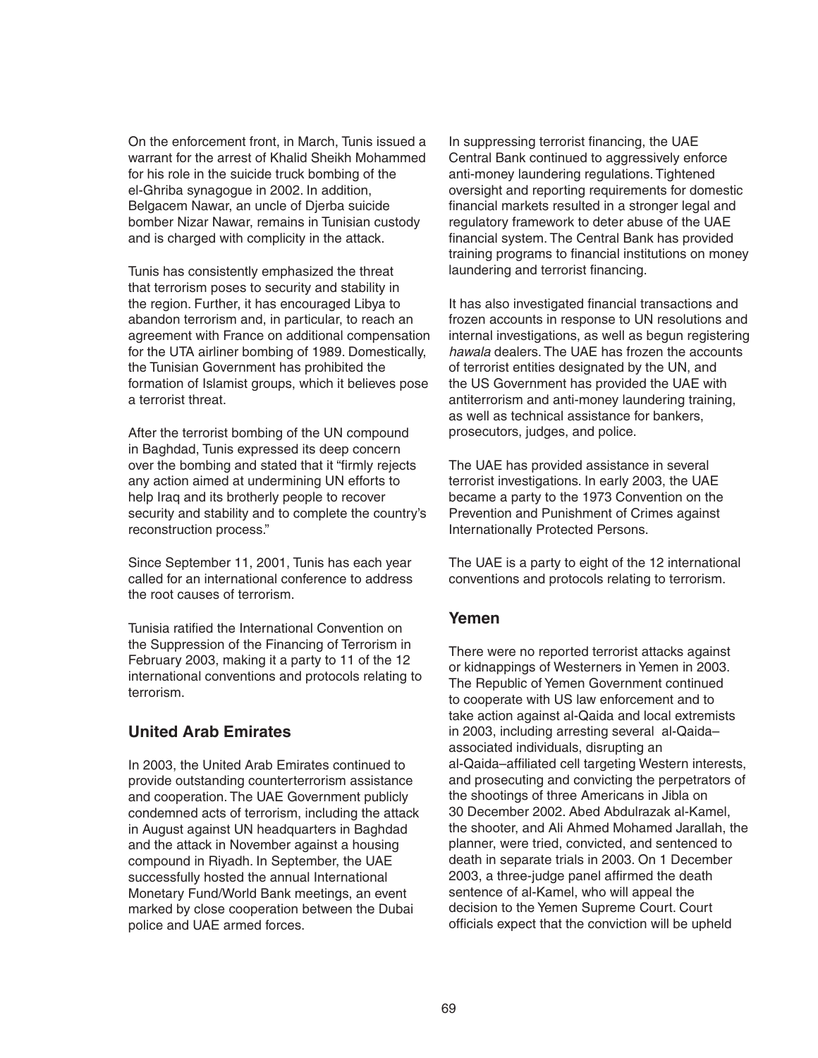On the enforcement front, in March, Tunis issued a warrant for the arrest of Khalid Sheikh Mohammed for his role in the suicide truck bombing of the el-Ghriba synagogue in 2002. In addition, Belgacem Nawar, an uncle of Djerba suicide bomber Nizar Nawar, remains in Tunisian custody and is charged with complicity in the attack.

Tunis has consistently emphasized the threat that terrorism poses to security and stability in the region. Further, it has encouraged Libya to abandon terrorism and, in particular, to reach an agreement with France on additional compensation for the UTA airliner bombing of 1989. Domestically, the Tunisian Government has prohibited the formation of Islamist groups, which it believes pose a terrorist threat.

After the terrorist bombing of the UN compound in Baghdad, Tunis expressed its deep concern over the bombing and stated that it "firmly rejects any action aimed at undermining UN efforts to help Iraq and its brotherly people to recover security and stability and to complete the country's reconstruction process."

Since September 11, 2001, Tunis has each year called for an international conference to address the root causes of terrorism.

Tunisia ratified the International Convention on the Suppression of the Financing of Terrorism in February 2003, making it a party to 11 of the 12 international conventions and protocols relating to terrorism.

## United Arab Emirates

In 2003, the United Arab Emirates continued to provide outstanding counterterrorism assistance and cooperation. The UAE Government publicly condemned acts of terrorism, including the attack in August against UN headquarters in Baghdad and the attack in November against a housing compound in Riyadh. In September, the UAE successfully hosted the annual International Monetary Fund/World Bank meetings, an event marked by close cooperation between the Dubai police and UAE armed forces.

In suppressing terrorist financing, the UAE Central Bank continued to aggressively enforce anti-money laundering regulations. Tightened oversight and reporting requirements for domestic financial markets resulted in a stronger legal and regulatory framework to deter abuse of the UAE financial system. The Central Bank has provided training programs to financial institutions on money laundering and terrorist financing.

It has also investigated financial transactions and frozen accounts in response to UN resolutions and internal investigations, as well as begun registering *hawala* dealers. The UAE has frozen the accounts of terrorist entities designated by the UN, and the US Government has provided the UAE with antiterrorism and anti-money laundering training, as well as technical assistance for bankers, prosecutors, judges, and police.

The UAE has provided assistance in several terrorist investigations. In early 2003, the UAE became a party to the 1973 Convention on the Prevention and Punishment of Crimes against Internationally Protected Persons.

The UAE is a party to eight of the 12 international conventions and protocols relating to terrorism.

## Yemen

There were no reported terrorist attacks against or kidnappings of Westerners in Yemen in 2003. The Republic of Yemen Government continued to cooperate with US law enforcement and to take action against al-Qaida and local extremists in 2003, including arresting several al-Qaida–associated individuals, disrupting an al-Qaida–affiliated cell targeting Western interests, and prosecuting and convicting the perpetrators of the shootings of three Americans in Jibla on 30 December 2002. Abed Abdulrazak al-Kamel, the shooter, and Ali Ahmed Mohamed Jarallah, the planner, were tried, convicted, and sentenced to death in separate trials in 2003. On 1 December 2003, a three-judge panel affirmed the death sentence of al-Kamel, who will appeal the decision to the Yemen Supreme Court. Court officials expect that the conviction will be upheld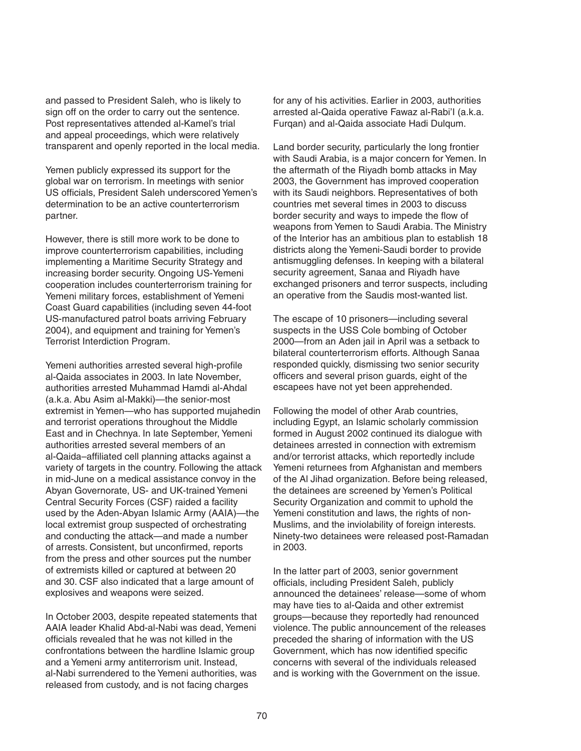and passed to President Saleh, who is likely to sign off on the order to carry out the sentence. Post representatives attended al-Kamel's trial and appeal proceedings, which were relatively transparent and openly reported in the local media.

Yemen publicly expressed its support for the global war on terrorism. In meetings with senior US officials, President Saleh underscored Yemen's determination to be an active counterterrorism partner.

However, there is still more work to be done to improve counterterrorism capabilities, including implementing a Maritime Security Strategy and increasing border security. Ongoing US-Yemeni cooperation includes counterterrorism training for Yemeni military forces, establishment of Yemeni Coast Guard capabilities (including seven 44-foot US-manufactured patrol boats arriving February 2004), and equipment and training for Yemen's Terrorist Interdiction Program.

Yemeni authorities arrested several high-profile al-Qaida associates in 2003. In late November, authorities arrested Muhammad Hamdi al-Ahdal (a.k.a. Abu Asim al-Makki)—the senior-most extremist in Yemen—who has supported mujahedin and terrorist operations throughout the Middle East and in Chechnya. In late September, Yemeni authorities arrested several members of an al-Qaida–affiliated cell planning attacks against a variety of targets in the country. Following the attack in mid-June on a medical assistance convoy in the Abyan Governorate, US- and UK-trained Yemeni Central Security Forces (CSF) raided a facility used by the Aden-Abyan Islamic Army (AAIA)—the local extremist group suspected of orchestrating and conducting the attack—and made a number of arrests. Consistent, but unconfirmed, reports from the press and other sources put the number of extremists killed or captured at between 20 and 30. CSF also indicated that a large amount of explosives and weapons were seized.

In October 2003, despite repeated statements that AAIA leader Khalid Abd-al-Nabi was dead, Yemeni officials revealed that he was not killed in the confrontations between the hardline Islamic group and a Yemeni army antiterrorism unit. Instead, al-Nabi surrendered to the Yemeni authorities, was released from custody, and is not facing charges for any of his activities. Earlier in 2003, authorities arrested al-Qaida operative Fawaz al-Rabi'I (a.k.a. Furqan) and al-Qaida associate Hadi Dulqum.

Land border security, particularly the long frontier with Saudi Arabia, is a major concern for Yemen. In the aftermath of the Riyadh bomb attacks in May 2003, the Government has improved cooperation with its Saudi neighbors. Representatives of both countries met several times in 2003 to discuss border security and ways to impede the flow of weapons from Yemen to Saudi Arabia. The Ministry of the Interior has an ambitious plan to establish 18 districts along the Yemeni-Saudi border to provide antismuggling defenses. In keeping with a bilateral security agreement, Sanaa and Riyadh have exchanged prisoners and terror suspects, including an operative from the Saudis most-wanted list.

The escape of 10 prisoners—including several suspects in the USS Cole bombing of October 2000—from an Aden jail in April was a setback to bilateral counterterrorism efforts. Although Sanaa responded quickly, dismissing two senior security officers and several prison guards, eight of the escapees have not yet been apprehended.

Following the model of other Arab countries, including Egypt, an Islamic scholarly commission formed in August 2002 continued its dialogue with detainees arrested in connection with extremism and/or terrorist attacks, which reportedly include Yemeni returnees from Afghanistan and members of the Al Jihad organization. Before being released, the detainees are screened by Yemen's Political Security Organization and commit to uphold the Yemeni constitution and laws, the rights of non-Muslims, and the inviolability of foreign interests. Ninety-two detainees were released post-Ramadan in 2003.

In the latter part of 2003, senior government officials, including President Saleh, publicly announced the detainees' release—some of whom may have ties to al-Qaida and other extremist groups—because they reportedly had renounced violence. The public announcement of the releases preceded the sharing of information with the US Government, which has now identified specific concerns with several of the individuals released and is working with the Government on the issue.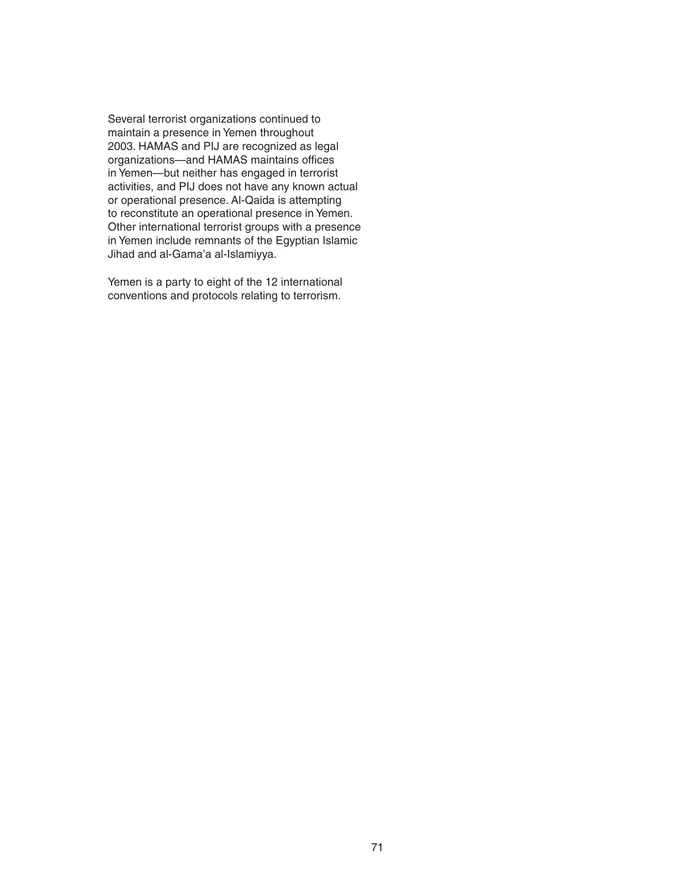Several terrorist organizations continued to maintain a presence in Yemen throughout 2003. HAMAS and PIJ are recognized as legal organizations—and HAMAS maintains offices in Yemen—but neither has engaged in terrorist activities, and PIJ does not have any known actual or operational presence. Al-Qaida is attempting to reconstitute an operational presence in Yemen. Other international terrorist groups with a presence in Yemen include remnants of the Egyptian Islamic Jihad and al-Gama'a al-Islamiyya.

Yemen is a party to eight of the 12 international conventions and protocols relating to terrorism.